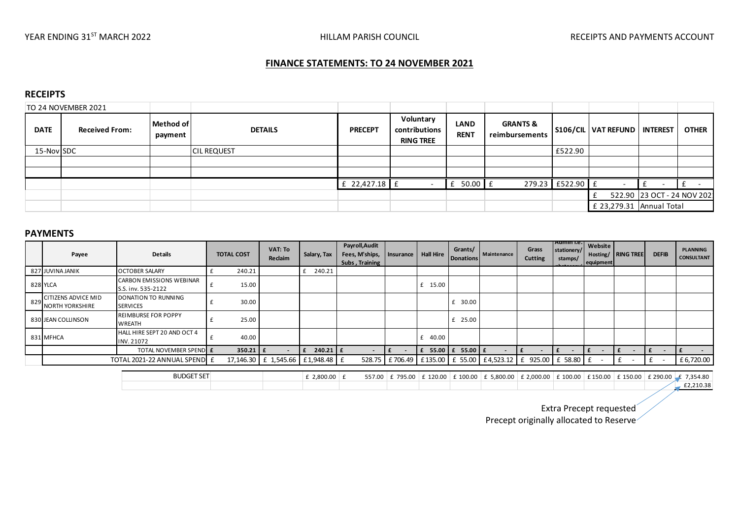YEAR ENDING 31[ST] MARCH 2022 — HILLAM PARISH COUNCIL — RECEIPTS AND PAYMENTS ACCOUNT

## FINANCE STATEMENTS: TO 24 NOVEMBER 2021

### RECEIPTS

| TO 24 NOVEMBER 2021 | | | | | | | | | | | |
|---|---|---|---|---|---|---|---|---|---|---|---|
| **DATE** | **Received From:** | **Method of payment** | **DETAILS** | **PRECEPT** | **Voluntary contributions RING TREE** | **LAND RENT** | **GRANTS & reimbursements** | **S106/CIL** | **VAT REFUND** | **INTEREST** | **OTHER** |
| 15-Nov | SDC | | CIL REQUEST | | | | | £522.90 | | | |
| | | | | | | | | | | | |
| | | | | | | | | | | | |
| | | | | £ 22,427.18 | £ - | £ 50.00 | £ 279.23 | £522.90 | £ - | £ - | £ - |
| | | | | | | | | | £ 522.90 | 23 OCT - 24 NOV 2021 | |
| | | | | | | | | | £ 23,279.31 | Annual Total | |

### PAYMENTS

| | Payee | Details | TOTAL COST | VAT: To Reclaim | Salary, Tax | Payroll,Audit Fees, M'ships, Subs , Training | Insurance | Hall Hire | Grants/ Donations | Maintenance | Grass Cutting | Admin i.e. stationery/ stamps/ | Website Hosting/ equipment | RING TREE | DEFIB | PLANNING CONSULTANT |
|---|---|---|---|---|---|---|---|---|---|---|---|---|---|---|---|---|
| 827 | JUVINA JANIK | OCTOBER SALARY | £ 240.21 | | £ 240.21 | | | | | | | | | | | |
| 828 | YLCA | CARBON EMISSIONS WEBINAR S.S. inv. 535-2122 | £ 15.00 | | | | | £ 15.00 | | | | | | | | |
| 829 | CITIZENS ADVICE MID NORTH YORKSHIRE | DONATION TO RUNNING SERVICES | £ 30.00 | | | | | | £ 30.00 | | | | | | | |
| 830 | JEAN COLLINSON | REIMBURSE FOR POPPY WREATH | £ 25.00 | | | | | | £ 25.00 | | | | | | | |
| 831 | MFHCA | HALL HIRE SEPT 20 AND OCT 4 INV. 21072 | £ 40.00 | | | | | £ 40.00 | | | | | | | | |
| | | TOTAL NOVEMBER SPEND | £ 350.21 | £ - | £ 240.21 | £ - | £ - | £ 55.00 | £ 55.00 | £ - | £ - | £ - | £ - | £ - | £ - | £ - |
| | | TOTAL 2021-22 ANNUAL SPEND | £ 17,146.30 | £ 1,545.66 | £1,948.48 | £ 528.75 | £706.49 | £135.00 | £ 55.00 | £4,523.12 | £ 925.00 | £ 58.80 | £ - | £ - | £ - | £6,720.00 |
| | | BUDGET SET | | | £ 2,800.00 | £ 557.00 | £ 795.00 | £ 120.00 | £ 100.00 | £ 5,800.00 | £ 2,000.00 | £ 100.00 | £ 150.00 | £ 150.00 | £ 290.00 | £ 7,354.80 |
| | | | | | | | | | | | | | | | | £2,210.38 |

Extra Precept requested

Precept originally allocated to Reserve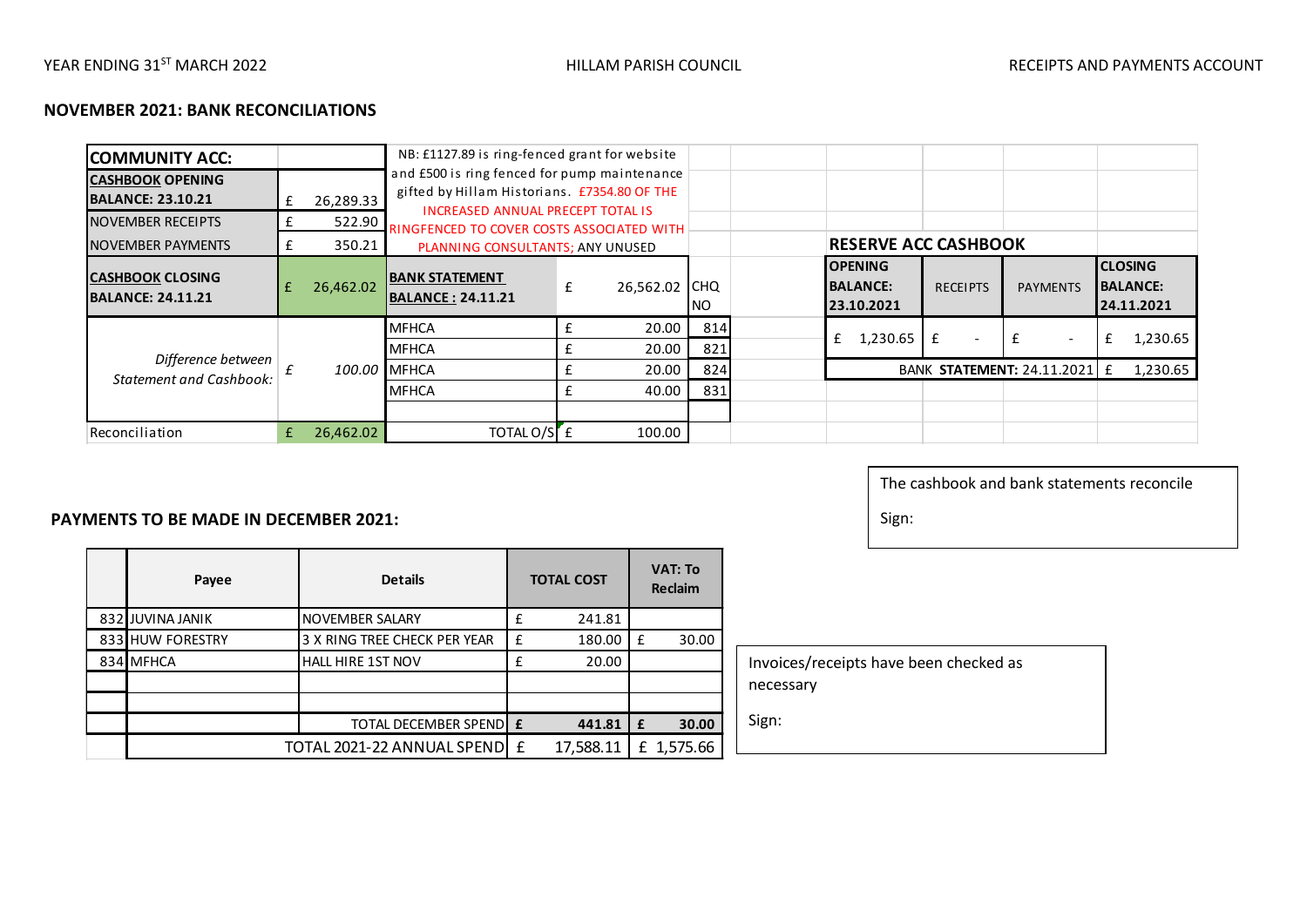YEAR ENDING 31ST MARCH 2022 — HILLAM PARISH COUNCIL — RECEIPTS AND PAYMENTS ACCOUNT

## NOVEMBER 2021: BANK RECONCILIATIONS

| COMMUNITY ACC: | | | | |
|---|---|---|---|---|
| CASHBOOK OPENING BALANCE: 23.10.21 | £ 26,289.33 | NB: £1127.89 is ring-fenced grant for website and £500 is ring fenced for pump maintenance gifted by Hillam Historians. £7354.80 OF THE INCREASED ANNUAL PRECEPT TOTAL IS RINGFENCED TO COVER COSTS ASSOCIATED WITH PLANNING CONSULTANTS; ANY UNUSED | | |
| NOVEMBER RECEIPTS | £ 522.90 | | | |
| NOVEMBER PAYMENTS | £ 350.21 | | | |
| CASHBOOK CLOSING BALANCE: 24.11.21 | £ 26,462.02 | BANK STATEMENT BALANCE : 24.11.21 | £ 26,562.02 | CHQ NO |
| *Difference between Statement and Cashbook:* | *£ 100.00* | MFHCA | £ 20.00 | 814 |
| | | MFHCA | £ 20.00 | 821 |
| | | MFHCA | £ 20.00 | 824 |
| | | MFHCA | £ 40.00 | 831 |
| Reconciliation | £ 26,462.02 | TOTAL O/S | £ 100.00 | |

### RESERVE ACC CASHBOOK

| OPENING BALANCE: 23.10.2021 | RECEIPTS | PAYMENTS | CLOSING BALANCE: 24.11.2021 |
|---|---|---|---|
| £ 1,230.65 | £ - | £ - | £ 1,230.65 |
| BANK STATEMENT: 24.11.2021 | | | £ 1,230.65 |

The cashbook and bank statements reconcile

Sign:

## PAYMENTS TO BE MADE IN DECEMBER 2021:

| | Payee | Details | TOTAL COST | VAT: To Reclaim |
|---|---|---|---|---|
| 832 | JUVINA JANIK | NOVEMBER SALARY | £ 241.81 | |
| 833 | HUW FORESTRY | 3 X RING TREE CHECK PER YEAR | £ 180.00 | £ 30.00 |
| 834 | MFHCA | HALL HIRE 1ST NOV | £ 20.00 | |
| | | | | |
| | | | | |
| | | TOTAL DECEMBER SPEND | £ 441.81 | £ 30.00 |
| | | TOTAL 2021-22 ANNUAL SPEND | £ 17,588.11 | £ 1,575.66 |

Invoices/receipts have been checked as necessary

Sign: